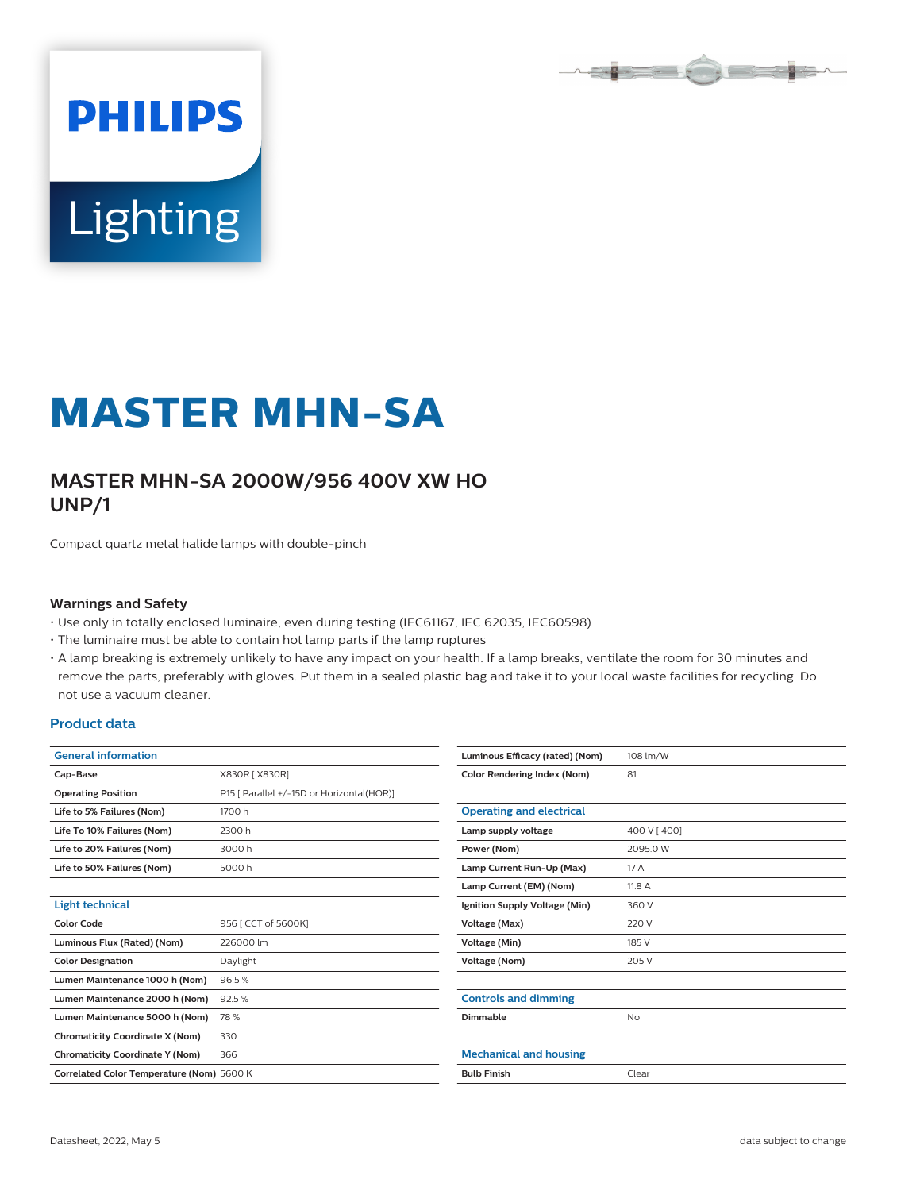# MASTER MHN-SA

## MASTER MHN-SA 2000W/956 400V XW HO UNP/1

Compact quartz metal halide lamps with double-pinch

### Warnings and Safety

- Use only in totally enclosed luminaire, even during testing (IEC61167, IEC 62035, IEC60598)
- The luminaire must be able to contain hot lamp parts if the lamp ruptures
- A lamp breaking is extremely unlikely to have any impact on your health. If a lamp breaks, ventilate the room for 30 minutes and remove the parts, preferably with gloves. Put them in a sealed plastic bag and take it to your local waste facilities for recycling. Do not use a vacuum cleaner.

### Product data

| General information | |
|---|---|
| Cap-Base | X830R [ X830R] |
| Operating Position | P15 [ Parallel +/-15D or Horizontal(HOR)] |
| Life to 5% Failures (Nom) | 1700 h |
| Life To 10% Failures (Nom) | 2300 h |
| Life to 20% Failures (Nom) | 3000 h |
| Life to 50% Failures (Nom) | 5000 h |

| Light technical | |
|---|---|
| Color Code | 956 [ CCT of 5600K] |
| Luminous Flux (Rated) (Nom) | 226000 lm |
| Color Designation | Daylight |
| Lumen Maintenance 1000 h (Nom) | 96.5 % |
| Lumen Maintenance 2000 h (Nom) | 92.5 % |
| Lumen Maintenance 5000 h (Nom) | 78 % |
| Chromaticity Coordinate X (Nom) | 330 |
| Chromaticity Coordinate Y (Nom) | 366 |
| Correlated Color Temperature (Nom) | 5600 K |
| Luminous Efficacy (rated) (Nom) | 108 lm/W |
| Color Rendering Index (Nom) | 81 |

| Operating and electrical | |
|---|---|
| Lamp supply voltage | 400 V [ 400] |
| Power (Nom) | 2095.0 W |
| Lamp Current Run-Up (Max) | 17 A |
| Lamp Current (EM) (Nom) | 11.8 A |
| Ignition Supply Voltage (Min) | 360 V |
| Voltage (Max) | 220 V |
| Voltage (Min) | 185 V |
| Voltage (Nom) | 205 V |

| Controls and dimming | |
|---|---|
| Dimmable | No |

| Mechanical and housing | |
|---|---|
| Bulb Finish | Clear |

Datasheet, 2022, May 5

data subject to change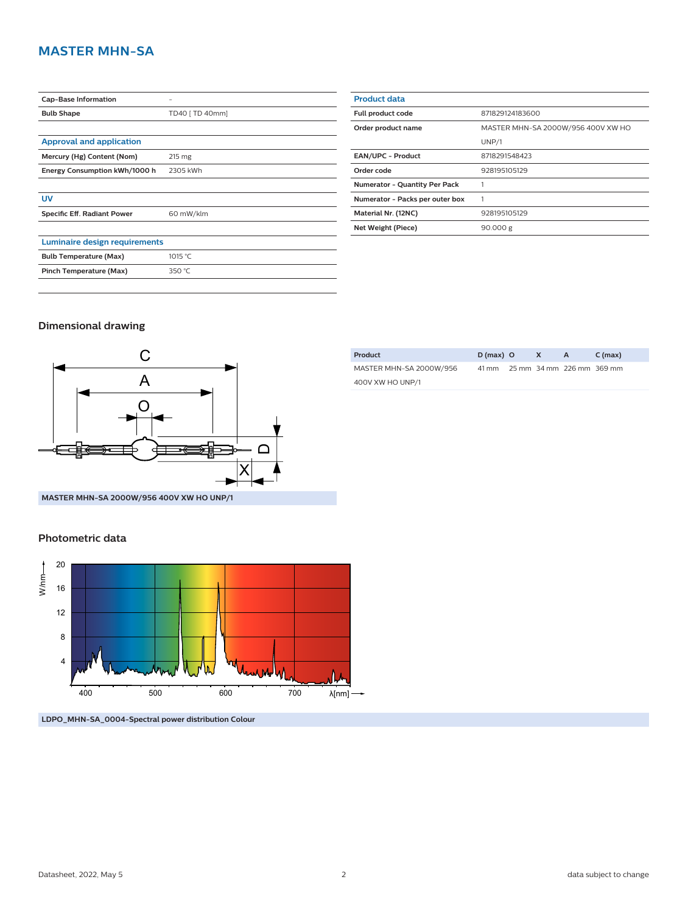# MASTER MHN-SA

| Cap-Base Information | - |
|---|---|
| Bulb Shape | TD40 [ TD 40mm] |

| Approval and application | |
|---|---|
| Mercury (Hg) Content (Nom) | 215 mg |
| Energy Consumption kWh/1000 h | 2305 kWh |

| UV | |
|---|---|
| Specific Eff. Radiant Power | 60 mW/klm |

| Luminaire design requirements | |
|---|---|
| Bulb Temperature (Max) | 1015 °C |
| Pinch Temperature (Max) | 350 °C |

| Product data | |
|---|---|
| Full product code | 871829124183600 |
| Order product name | MASTER MHN-SA 2000W/956 400V XW HO UNP/1 |
| EAN/UPC - Product | 8718291548423 |
| Order code | 928195105129 |
| Numerator - Quantity Per Pack | 1 |
| Numerator - Packs per outer box | 1 |
| Material Nr. (12NC) | 928195105129 |
| Net Weight (Piece) | 90.000 g |

## Dimensional drawing

MASTER MHN-SA 2000W/956 400V XW HO UNP/1

| Product | D (max) | O | X | A | C (max) |
|---|---|---|---|---|---|
| MASTER MHN-SA 2000W/956 400V XW HO UNP/1 | 41 mm | 25 mm | 34 mm | 226 mm | 369 mm |

## Photometric data

LDPO_MHN-SA_0004-Spectral power distribution Colour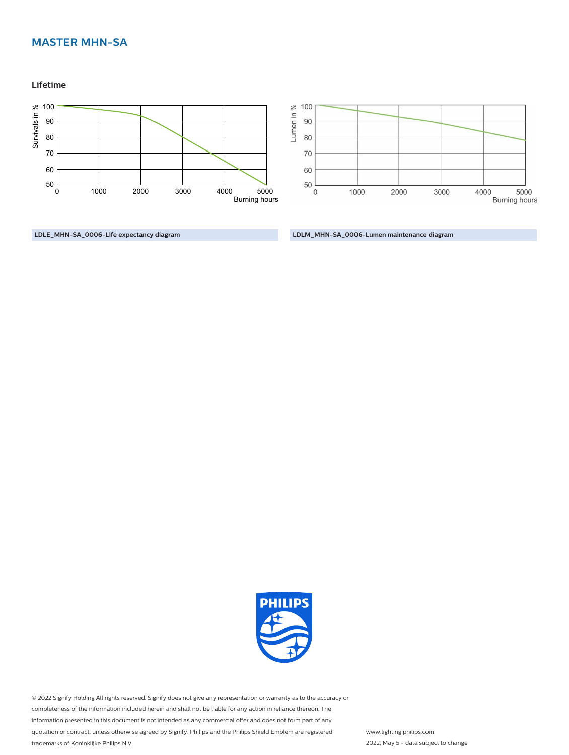# MASTER MHN-SA

## Lifetime

Survivals in %
100
90
80
70
60
50
0
1000
2000
3000
4000
5000
Burning hours

Lumen in %
100
90
80
70
60
50
0
1000
2000
3000
4000
5000
Burning hours

**LDLE_MHN-SA_0006-Life expectancy diagram**

**LDLM_MHN-SA_0006-Lumen maintenance diagram**

© 2022 Signify Holding All rights reserved. Signify does not give any representation or warranty as to the accuracy or completeness of the information included herein and shall not be liable for any action in reliance thereon. The information presented in this document is not intended as any commercial offer and does not form part of any quotation or contract, unless otherwise agreed by Signify. Philips and the Philips Shield Emblem are registered trademarks of Koninklijke Philips N.V.

www.lighting.philips.com

2022, May 5 - data subject to change